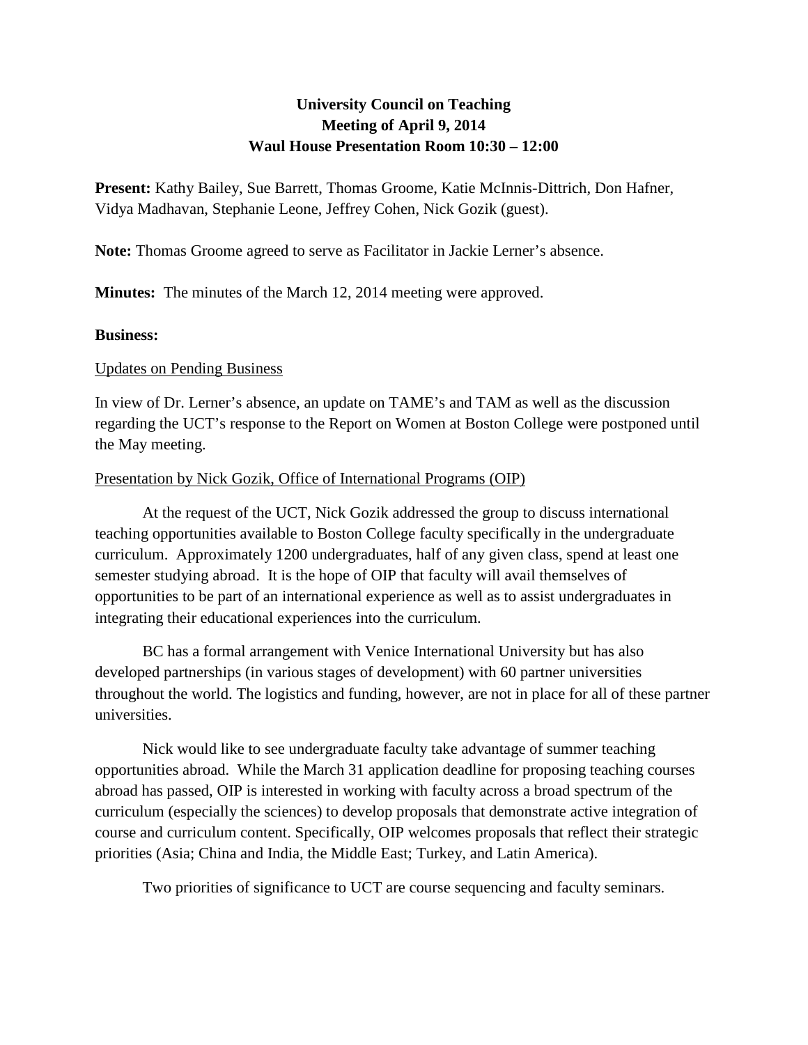# University Council on Teaching
## Meeting of April 9, 2014
## Waul House Presentation Room 10:30 – 12:00

**Present:** Kathy Bailey, Sue Barrett, Thomas Groome, Katie McInnis-Dittrich, Don Hafner, Vidya Madhavan, Stephanie Leone, Jeffrey Cohen, Nick Gozik (guest).

**Note:** Thomas Groome agreed to serve as Facilitator in Jackie Lerner's absence.

**Minutes:** The minutes of the March 12, 2014 meeting were approved.

**Business:**

Updates on Pending Business

In view of Dr. Lerner's absence, an update on TAME's and TAM as well as the discussion regarding the UCT's response to the Report on Women at Boston College were postponed until the May meeting.

Presentation by Nick Gozik, Office of International Programs (OIP)

At the request of the UCT, Nick Gozik addressed the group to discuss international teaching opportunities available to Boston College faculty specifically in the undergraduate curriculum. Approximately 1200 undergraduates, half of any given class, spend at least one semester studying abroad. It is the hope of OIP that faculty will avail themselves of opportunities to be part of an international experience as well as to assist undergraduates in integrating their educational experiences into the curriculum.

BC has a formal arrangement with Venice International University but has also developed partnerships (in various stages of development) with 60 partner universities throughout the world. The logistics and funding, however, are not in place for all of these partner universities.

Nick would like to see undergraduate faculty take advantage of summer teaching opportunities abroad. While the March 31 application deadline for proposing teaching courses abroad has passed, OIP is interested in working with faculty across a broad spectrum of the curriculum (especially the sciences) to develop proposals that demonstrate active integration of course and curriculum content. Specifically, OIP welcomes proposals that reflect their strategic priorities (Asia; China and India, the Middle East; Turkey, and Latin America).

Two priorities of significance to UCT are course sequencing and faculty seminars.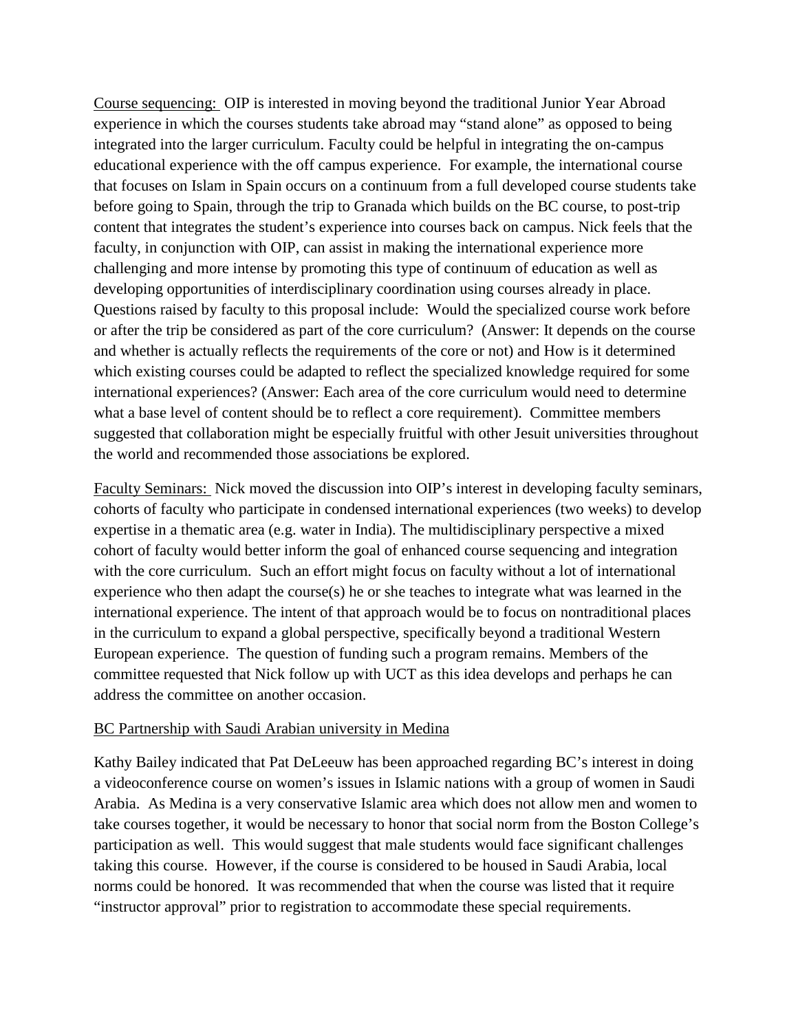Course sequencing: OIP is interested in moving beyond the traditional Junior Year Abroad experience in which the courses students take abroad may "stand alone" as opposed to being integrated into the larger curriculum. Faculty could be helpful in integrating the on-campus educational experience with the off campus experience. For example, the international course that focuses on Islam in Spain occurs on a continuum from a full developed course students take before going to Spain, through the trip to Granada which builds on the BC course, to post-trip content that integrates the student's experience into courses back on campus. Nick feels that the faculty, in conjunction with OIP, can assist in making the international experience more challenging and more intense by promoting this type of continuum of education as well as developing opportunities of interdisciplinary coordination using courses already in place. Questions raised by faculty to this proposal include: Would the specialized course work before or after the trip be considered as part of the core curriculum? (Answer: It depends on the course and whether is actually reflects the requirements of the core or not) and How is it determined which existing courses could be adapted to reflect the specialized knowledge required for some international experiences? (Answer: Each area of the core curriculum would need to determine what a base level of content should be to reflect a core requirement). Committee members suggested that collaboration might be especially fruitful with other Jesuit universities throughout the world and recommended those associations be explored.

Faculty Seminars: Nick moved the discussion into OIP's interest in developing faculty seminars, cohorts of faculty who participate in condensed international experiences (two weeks) to develop expertise in a thematic area (e.g. water in India). The multidisciplinary perspective a mixed cohort of faculty would better inform the goal of enhanced course sequencing and integration with the core curriculum. Such an effort might focus on faculty without a lot of international experience who then adapt the course(s) he or she teaches to integrate what was learned in the international experience. The intent of that approach would be to focus on nontraditional places in the curriculum to expand a global perspective, specifically beyond a traditional Western European experience. The question of funding such a program remains. Members of the committee requested that Nick follow up with UCT as this idea develops and perhaps he can address the committee on another occasion.

BC Partnership with Saudi Arabian university in Medina

Kathy Bailey indicated that Pat DeLeeuw has been approached regarding BC's interest in doing a videoconference course on women's issues in Islamic nations with a group of women in Saudi Arabia. As Medina is a very conservative Islamic area which does not allow men and women to take courses together, it would be necessary to honor that social norm from the Boston College's participation as well. This would suggest that male students would face significant challenges taking this course. However, if the course is considered to be housed in Saudi Arabia, local norms could be honored. It was recommended that when the course was listed that it require "instructor approval" prior to registration to accommodate these special requirements.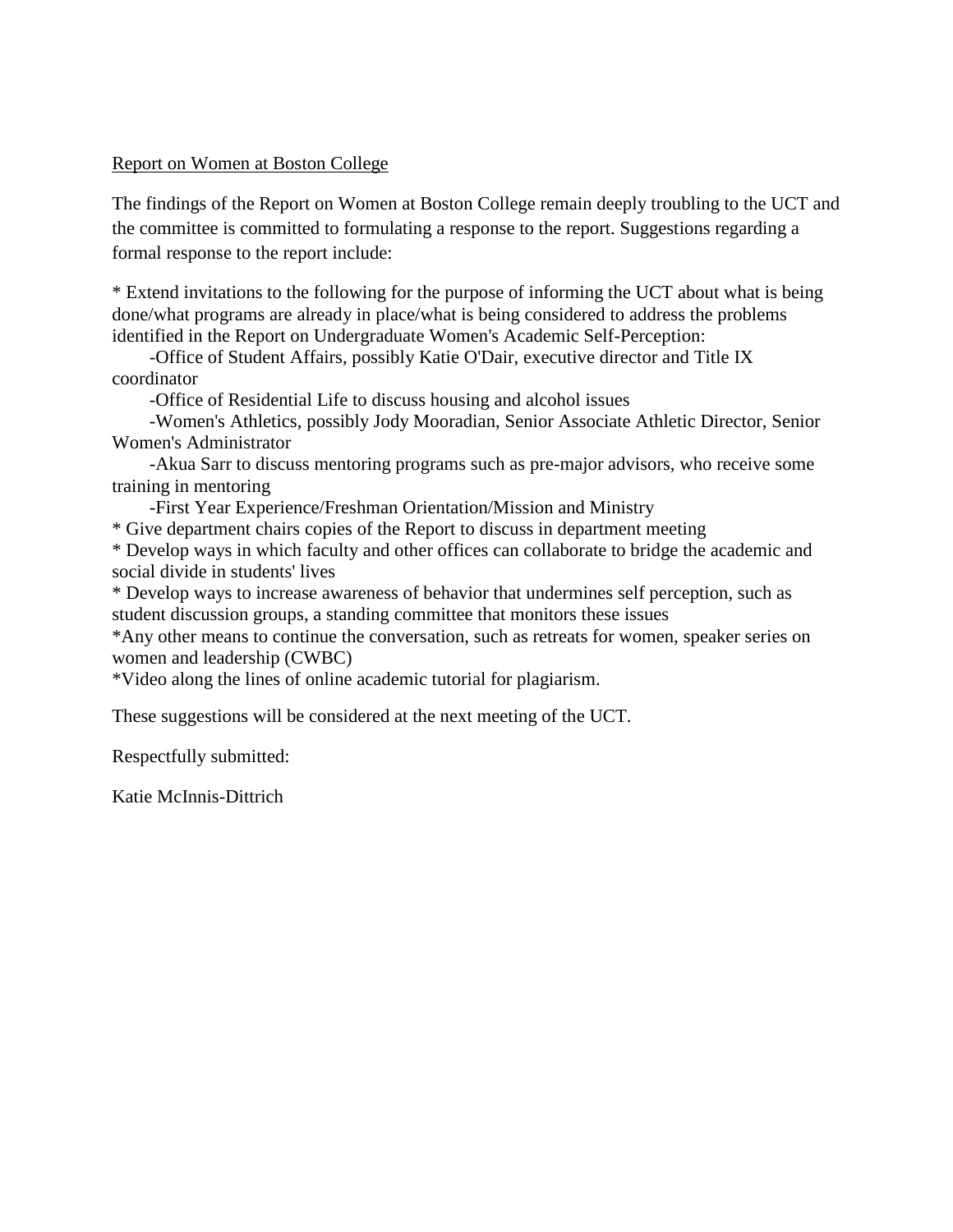<u>Report on Women at Boston College</u>

The findings of the Report on Women at Boston College remain deeply troubling to the UCT and the committee is committed to formulating a response to the report. Suggestions regarding a formal response to the report include:

* Extend invitations to the following for the purpose of informing the UCT about what is being done/what programs are already in place/what is being considered to address the problems identified in the Report on Undergraduate Women's Academic Self-Perception:
    - Office of Student Affairs, possibly Katie O'Dair, executive director and Title IX coordinator
    - Office of Residential Life to discuss housing and alcohol issues
    - Women's Athletics, possibly Jody Mooradian, Senior Associate Athletic Director, Senior Women's Administrator
    - Akua Sarr to discuss mentoring programs such as pre-major advisors, who receive some training in mentoring
    - First Year Experience/Freshman Orientation/Mission and Ministry
* Give department chairs copies of the Report to discuss in department meeting
* Develop ways in which faculty and other offices can collaborate to bridge the academic and social divide in students' lives
* Develop ways to increase awareness of behavior that undermines self perception, such as student discussion groups, a standing committee that monitors these issues
* Any other means to continue the conversation, such as retreats for women, speaker series on women and leadership (CWBC)
* Video along the lines of online academic tutorial for plagiarism.

These suggestions will be considered at the next meeting of the UCT.

Respectfully submitted:

Katie McInnis-Dittrich